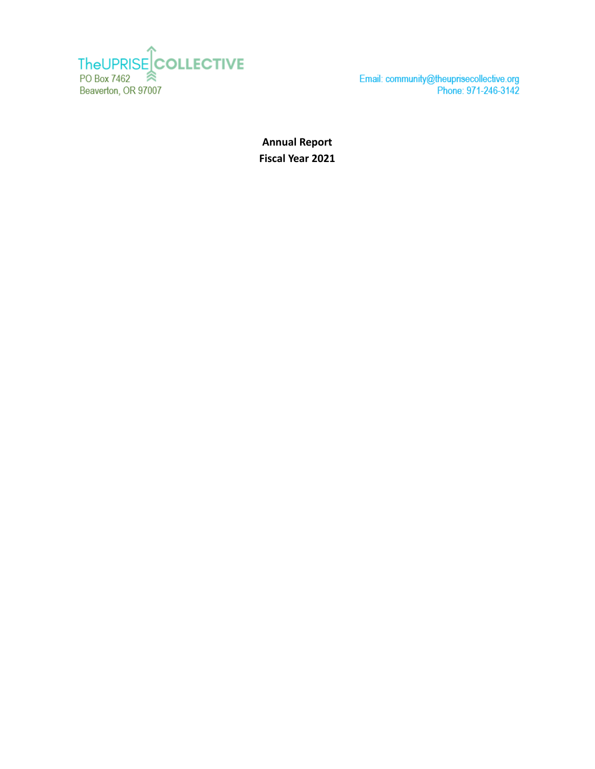TheUPRISE COLLECTIVE
PO Box 7462
Beaverton, OR 97007

Email: community@theuprisecollective.org
Phone: 971-246-3142

**Annual Report**
**Fiscal Year 2021**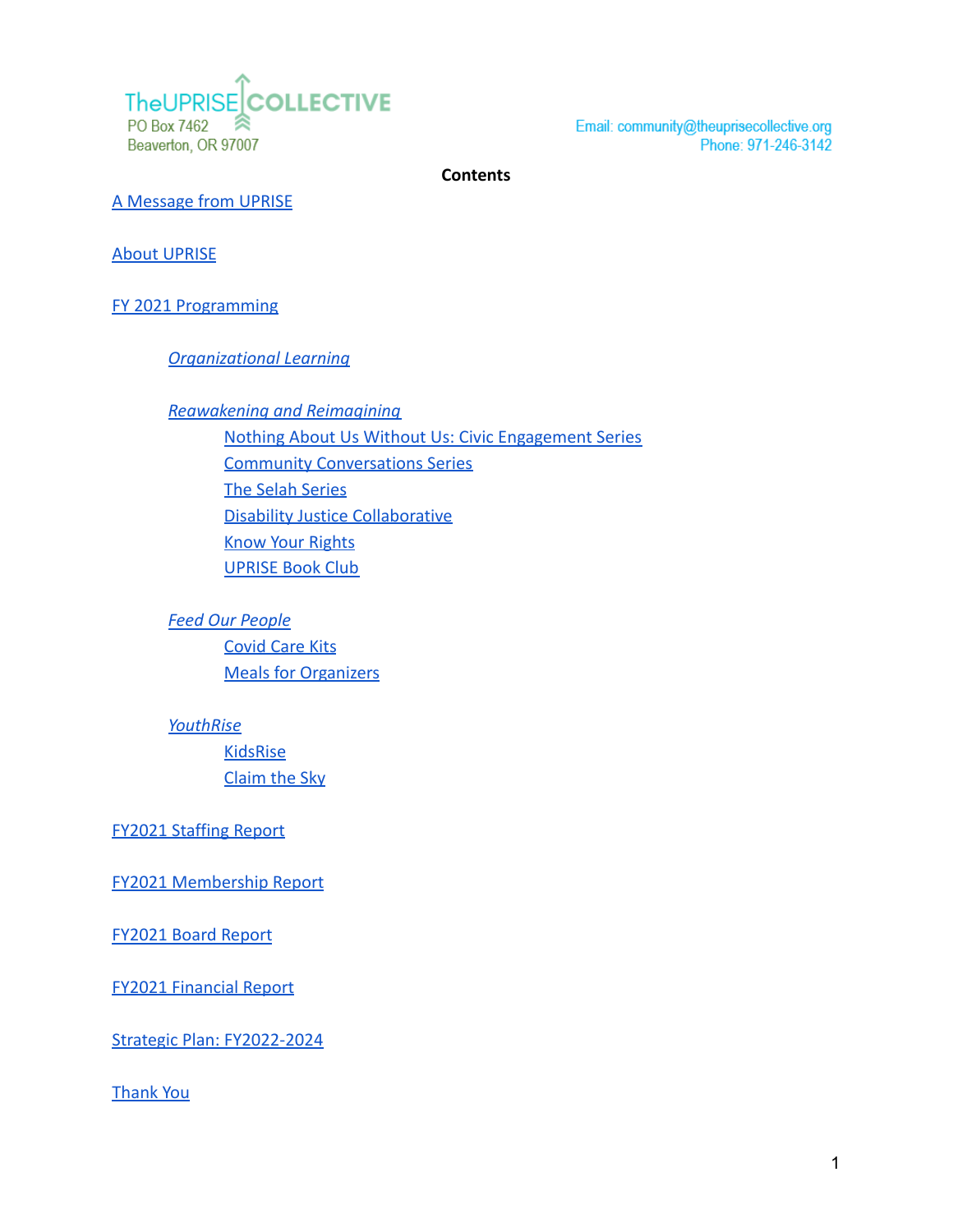TheUPRISE COLLECTIVE
PO Box 7462
Beaverton, OR 97007

Email: community@theuprisecollective.org
Phone: 971-246-3142

**Contents**

A Message from UPRISE

About UPRISE

FY 2021 Programming

- *Organizational Learning*
- *Reawakening and Reimagining*
    - Nothing About Us Without Us: Civic Engagement Series
    - Community Conversations Series
    - The Selah Series
    - Disability Justice Collaborative
    - Know Your Rights
    - UPRISE Book Club
- *Feed Our People*
    - Covid Care Kits
    - Meals for Organizers
- *YouthRise*
    - KidsRise
    - Claim the Sky

FY2021 Staffing Report

FY2021 Membership Report

FY2021 Board Report

FY2021 Financial Report

Strategic Plan: FY2022-2024

Thank You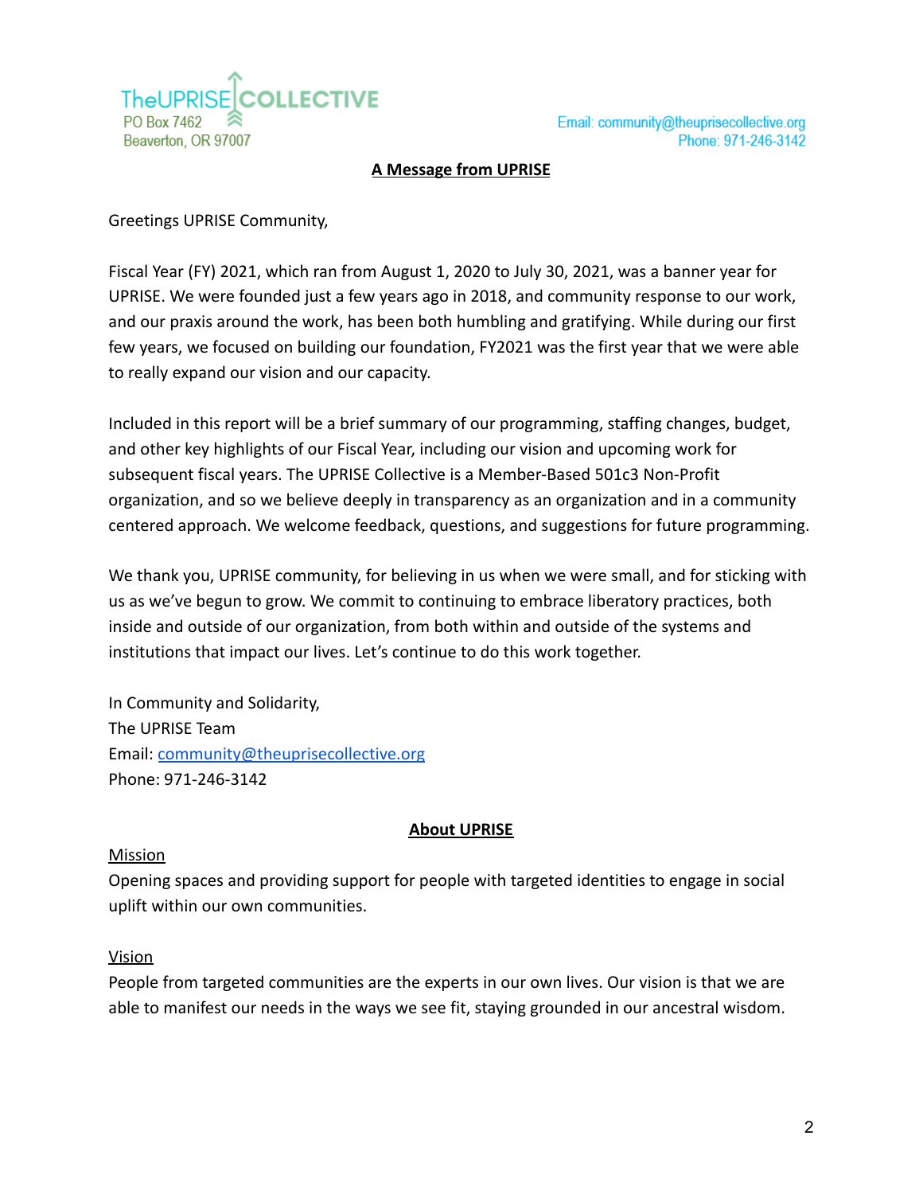TheUPRISE COLLECTIVE
PO Box 7462
Beaverton, OR 97007

Email: community@theuprisecollective.org
Phone: 971-246-3142

## A Message from UPRISE

Greetings UPRISE Community,

Fiscal Year (FY) 2021, which ran from August 1, 2020 to July 30, 2021, was a banner year for UPRISE. We were founded just a few years ago in 2018, and community response to our work, and our praxis around the work, has been both humbling and gratifying. While during our first few years, we focused on building our foundation, FY2021 was the first year that we were able to really expand our vision and our capacity.

Included in this report will be a brief summary of our programming, staffing changes, budget, and other key highlights of our Fiscal Year, including our vision and upcoming work for subsequent fiscal years. The UPRISE Collective is a Member-Based 501c3 Non-Profit organization, and so we believe deeply in transparency as an organization and in a community centered approach. We welcome feedback, questions, and suggestions for future programming.

We thank you, UPRISE community, for believing in us when we were small, and for sticking with us as we've begun to grow. We commit to continuing to embrace liberatory practices, both inside and outside of our organization, from both within and outside of the systems and institutions that impact our lives. Let's continue to do this work together.

In Community and Solidarity,
The UPRISE Team
Email: community@theuprisecollective.org
Phone: 971-246-3142

## About UPRISE

### Mission

Opening spaces and providing support for people with targeted identities to engage in social uplift within our own communities.

### Vision

People from targeted communities are the experts in our own lives. Our vision is that we are able to manifest our needs in the ways we see fit, staying grounded in our ancestral wisdom.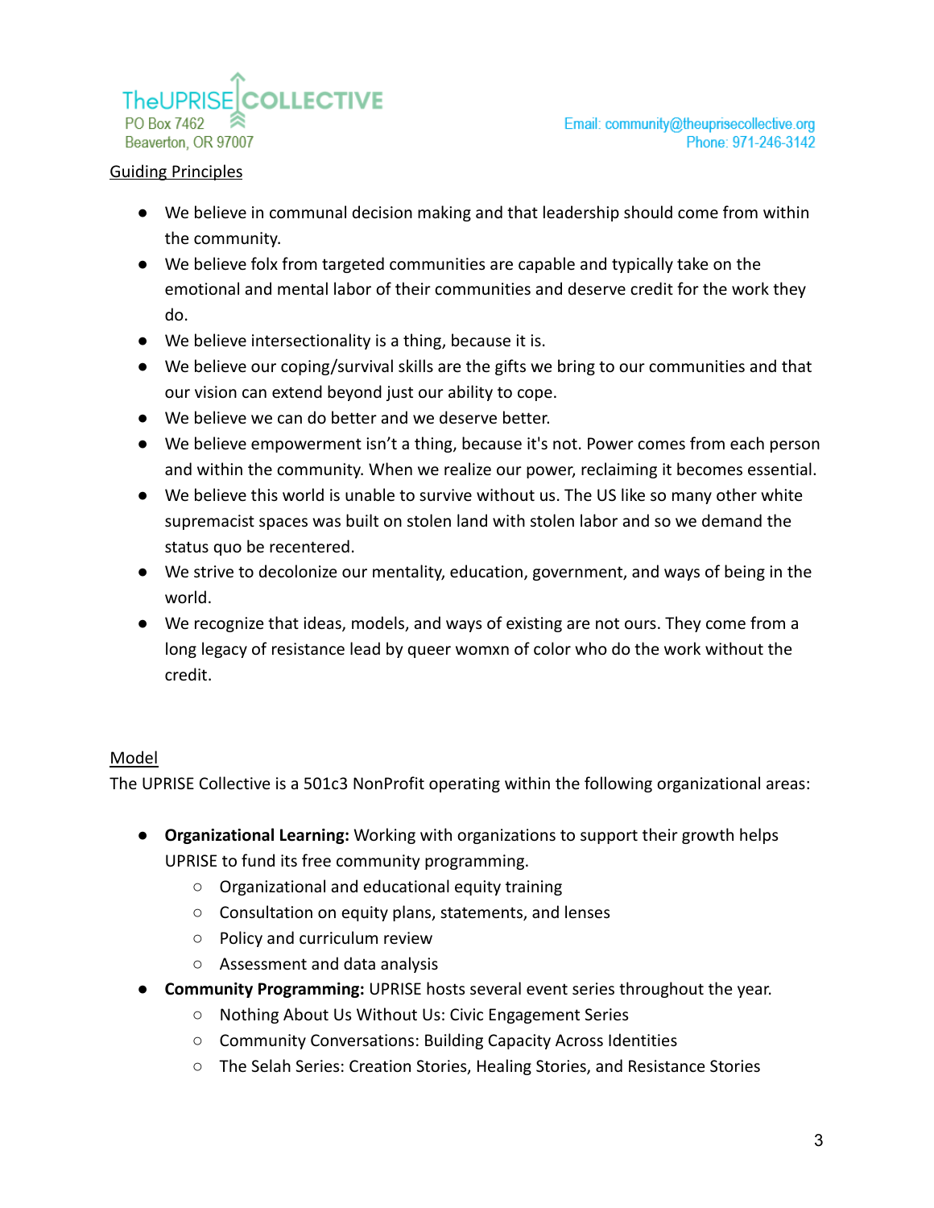## Guiding Principles

- We believe in communal decision making and that leadership should come from within the community.
- We believe folx from targeted communities are capable and typically take on the emotional and mental labor of their communities and deserve credit for the work they do.
- We believe intersectionality is a thing, because it is.
- We believe our coping/survival skills are the gifts we bring to our communities and that our vision can extend beyond just our ability to cope.
- We believe we can do better and we deserve better.
- We believe empowerment isn't a thing, because it's not. Power comes from each person and within the community. When we realize our power, reclaiming it becomes essential.
- We believe this world is unable to survive without us. The US like so many other white supremacist spaces was built on stolen land with stolen labor and so we demand the status quo be recentered.
- We strive to decolonize our mentality, education, government, and ways of being in the world.
- We recognize that ideas, models, and ways of existing are not ours. They come from a long legacy of resistance lead by queer womxn of color who do the work without the credit.

## Model

The UPRISE Collective is a 501c3 NonProfit operating within the following organizational areas:

- **Organizational Learning:** Working with organizations to support their growth helps UPRISE to fund its free community programming.
  - Organizational and educational equity training
  - Consultation on equity plans, statements, and lenses
  - Policy and curriculum review
  - Assessment and data analysis
- **Community Programming:** UPRISE hosts several event series throughout the year.
  - Nothing About Us Without Us: Civic Engagement Series
  - Community Conversations: Building Capacity Across Identities
  - The Selah Series: Creation Stories, Healing Stories, and Resistance Stories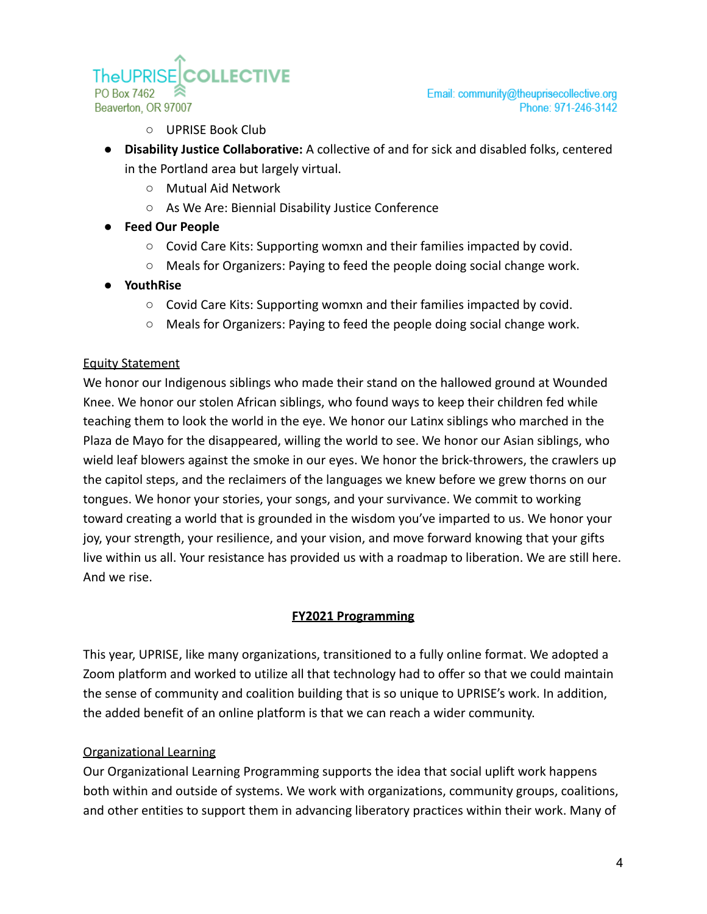- UPRISE Book Club

- **Disability Justice Collaborative:** A collective of and for sick and disabled folks, centered in the Portland area but largely virtual.
  - Mutual Aid Network
  - As We Are: Biennial Disability Justice Conference
- **Feed Our People**
  - Covid Care Kits: Supporting womxn and their families impacted by covid.
  - Meals for Organizers: Paying to feed the people doing social change work.
- **YouthRise**
  - Covid Care Kits: Supporting womxn and their families impacted by covid.
  - Meals for Organizers: Paying to feed the people doing social change work.

<u>Equity Statement</u>

We honor our Indigenous siblings who made their stand on the hallowed ground at Wounded Knee. We honor our stolen African siblings, who found ways to keep their children fed while teaching them to look the world in the eye. We honor our Latinx siblings who marched in the Plaza de Mayo for the disappeared, willing the world to see. We honor our Asian siblings, who wield leaf blowers against the smoke in our eyes. We honor the brick-throwers, the crawlers up the capitol steps, and the reclaimers of the languages we knew before we grew thorns on our tongues. We honor your stories, your songs, and your survivance. We commit to working toward creating a world that is grounded in the wisdom you've imparted to us. We honor your joy, your strength, your resilience, and your vision, and move forward knowing that your gifts live within us all. Your resistance has provided us with a roadmap to liberation. We are still here. And we rise.

## <u>FY2021 Programming</u>

This year, UPRISE, like many organizations, transitioned to a fully online format. We adopted a Zoom platform and worked to utilize all that technology had to offer so that we could maintain the sense of community and coalition building that is so unique to UPRISE's work. In addition, the added benefit of an online platform is that we can reach a wider community.

<u>Organizational Learning</u>

Our Organizational Learning Programming supports the idea that social uplift work happens both within and outside of systems. We work with organizations, community groups, coalitions, and other entities to support them in advancing liberatory practices within their work. Many of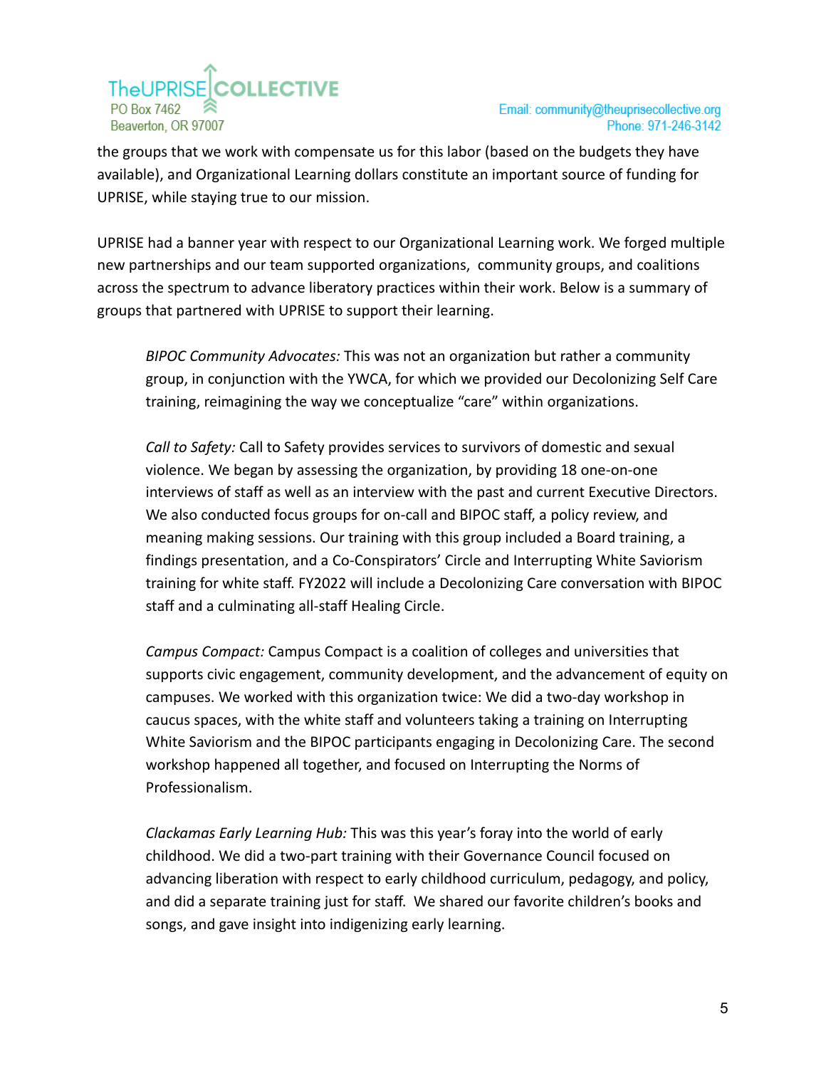the groups that we work with compensate us for this labor (based on the budgets they have available), and Organizational Learning dollars constitute an important source of funding for UPRISE, while staying true to our mission.

UPRISE had a banner year with respect to our Organizational Learning work. We forged multiple new partnerships and our team supported organizations, community groups, and coalitions across the spectrum to advance liberatory practices within their work. Below is a summary of groups that partnered with UPRISE to support their learning.

> *BIPOC Community Advocates:* This was not an organization but rather a community group, in conjunction with the YWCA, for which we provided our Decolonizing Self Care training, reimagining the way we conceptualize "care" within organizations.
>
> *Call to Safety:* Call to Safety provides services to survivors of domestic and sexual violence. We began by assessing the organization, by providing 18 one-on-one interviews of staff as well as an interview with the past and current Executive Directors. We also conducted focus groups for on-call and BIPOC staff, a policy review, and meaning making sessions. Our training with this group included a Board training, a findings presentation, and a Co-Conspirators' Circle and Interrupting White Saviorism training for white staff. FY2022 will include a Decolonizing Care conversation with BIPOC staff and a culminating all-staff Healing Circle.
>
> *Campus Compact:* Campus Compact is a coalition of colleges and universities that supports civic engagement, community development, and the advancement of equity on campuses. We worked with this organization twice: We did a two-day workshop in caucus spaces, with the white staff and volunteers taking a training on Interrupting White Saviorism and the BIPOC participants engaging in Decolonizing Care. The second workshop happened all together, and focused on Interrupting the Norms of Professionalism.
>
> *Clackamas Early Learning Hub:* This was this year's foray into the world of early childhood. We did a two-part training with their Governance Council focused on advancing liberation with respect to early childhood curriculum, pedagogy, and policy, and did a separate training just for staff. We shared our favorite children's books and songs, and gave insight into indigenizing early learning.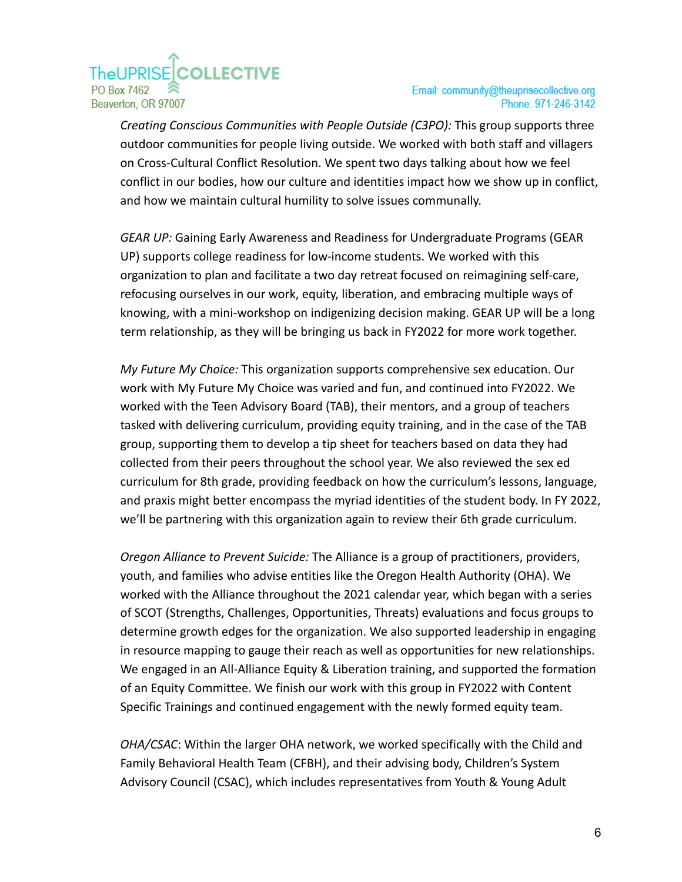*Creating Conscious Communities with People Outside (C3PO):* This group supports three outdoor communities for people living outside. We worked with both staff and villagers on Cross-Cultural Conflict Resolution. We spent two days talking about how we feel conflict in our bodies, how our culture and identities impact how we show up in conflict, and how we maintain cultural humility to solve issues communally.

*GEAR UP:* Gaining Early Awareness and Readiness for Undergraduate Programs (GEAR UP) supports college readiness for low-income students. We worked with this organization to plan and facilitate a two day retreat focused on reimagining self-care, refocusing ourselves in our work, equity, liberation, and embracing multiple ways of knowing, with a mini-workshop on indigenizing decision making. GEAR UP will be a long term relationship, as they will be bringing us back in FY2022 for more work together.

*My Future My Choice:* This organization supports comprehensive sex education. Our work with My Future My Choice was varied and fun, and continued into FY2022. We worked with the Teen Advisory Board (TAB), their mentors, and a group of teachers tasked with delivering curriculum, providing equity training, and in the case of the TAB group, supporting them to develop a tip sheet for teachers based on data they had collected from their peers throughout the school year. We also reviewed the sex ed curriculum for 8th grade, providing feedback on how the curriculum's lessons, language, and praxis might better encompass the myriad identities of the student body. In FY 2022, we'll be partnering with this organization again to review their 6th grade curriculum.

*Oregon Alliance to Prevent Suicide:* The Alliance is a group of practitioners, providers, youth, and families who advise entities like the Oregon Health Authority (OHA). We worked with the Alliance throughout the 2021 calendar year, which began with a series of SCOT (Strengths, Challenges, Opportunities, Threats) evaluations and focus groups to determine growth edges for the organization. We also supported leadership in engaging in resource mapping to gauge their reach as well as opportunities for new relationships. We engaged in an All-Alliance Equity & Liberation training, and supported the formation of an Equity Committee. We finish our work with this group in FY2022 with Content Specific Trainings and continued engagement with the newly formed equity team.

*OHA/CSAC*: Within the larger OHA network, we worked specifically with the Child and Family Behavioral Health Team (CFBH), and their advising body, Children's System Advisory Council (CSAC), which includes representatives from Youth & Young Adult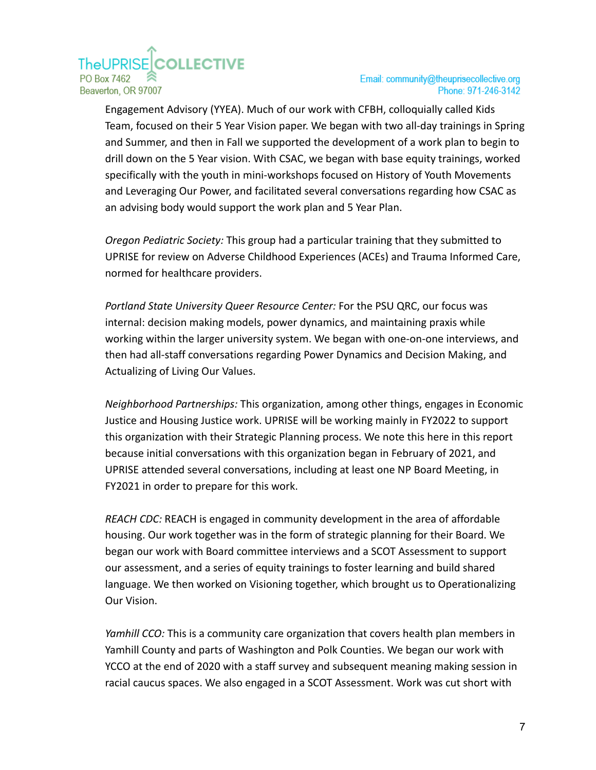Engagement Advisory (YYEA). Much of our work with CFBH, colloquially called Kids Team, focused on their 5 Year Vision paper. We began with two all-day trainings in Spring and Summer, and then in Fall we supported the development of a work plan to begin to drill down on the 5 Year vision. With CSAC, we began with base equity trainings, worked specifically with the youth in mini-workshops focused on History of Youth Movements and Leveraging Our Power, and facilitated several conversations regarding how CSAC as an advising body would support the work plan and 5 Year Plan.

*Oregon Pediatric Society:* This group had a particular training that they submitted to UPRISE for review on Adverse Childhood Experiences (ACEs) and Trauma Informed Care, normed for healthcare providers.

*Portland State University Queer Resource Center:* For the PSU QRC, our focus was internal: decision making models, power dynamics, and maintaining praxis while working within the larger university system. We began with one-on-one interviews, and then had all-staff conversations regarding Power Dynamics and Decision Making, and Actualizing of Living Our Values.

*Neighborhood Partnerships:* This organization, among other things, engages in Economic Justice and Housing Justice work. UPRISE will be working mainly in FY2022 to support this organization with their Strategic Planning process. We note this here in this report because initial conversations with this organization began in February of 2021, and UPRISE attended several conversations, including at least one NP Board Meeting, in FY2021 in order to prepare for this work.

*REACH CDC:* REACH is engaged in community development in the area of affordable housing. Our work together was in the form of strategic planning for their Board. We began our work with Board committee interviews and a SCOT Assessment to support our assessment, and a series of equity trainings to foster learning and build shared language. We then worked on Visioning together, which brought us to Operationalizing Our Vision.

*Yamhill CCO:* This is a community care organization that covers health plan members in Yamhill County and parts of Washington and Polk Counties. We began our work with YCCO at the end of 2020 with a staff survey and subsequent meaning making session in racial caucus spaces. We also engaged in a SCOT Assessment. Work was cut short with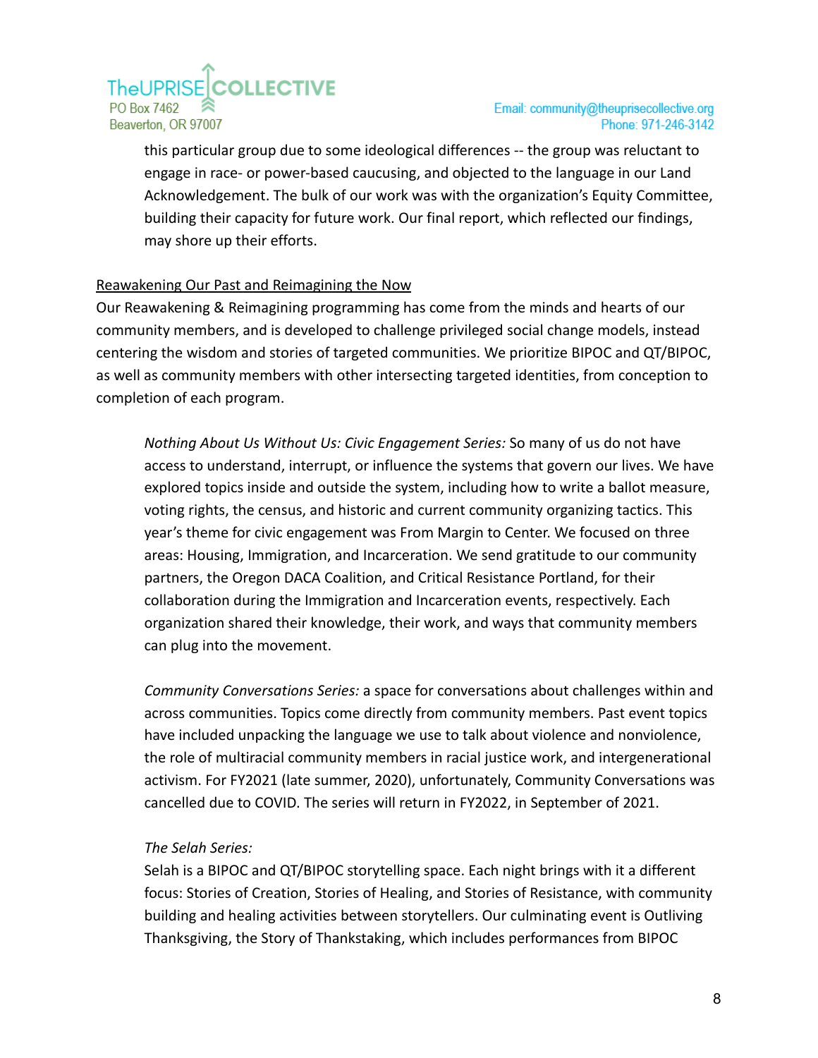this particular group due to some ideological differences -- the group was reluctant to engage in race- or power-based caucusing, and objected to the language in our Land Acknowledgement. The bulk of our work was with the organization's Equity Committee, building their capacity for future work. Our final report, which reflected our findings, may shore up their efforts.

<u>Reawakening Our Past and Reimagining the Now</u>

Our Reawakening & Reimagining programming has come from the minds and hearts of our community members, and is developed to challenge privileged social change models, instead centering the wisdom and stories of targeted communities. We prioritize BIPOC and QT/BIPOC, as well as community members with other intersecting targeted identities, from conception to completion of each program.

*Nothing About Us Without Us: Civic Engagement Series:* So many of us do not have access to understand, interrupt, or influence the systems that govern our lives. We have explored topics inside and outside the system, including how to write a ballot measure, voting rights, the census, and historic and current community organizing tactics. This year's theme for civic engagement was From Margin to Center. We focused on three areas: Housing, Immigration, and Incarceration. We send gratitude to our community partners, the Oregon DACA Coalition, and Critical Resistance Portland, for their collaboration during the Immigration and Incarceration events, respectively. Each organization shared their knowledge, their work, and ways that community members can plug into the movement.

*Community Conversations Series:* a space for conversations about challenges within and across communities. Topics come directly from community members. Past event topics have included unpacking the language we use to talk about violence and nonviolence, the role of multiracial community members in racial justice work, and intergenerational activism. For FY2021 (late summer, 2020), unfortunately, Community Conversations was cancelled due to COVID. The series will return in FY2022, in September of 2021.

*The Selah Series:*

Selah is a BIPOC and QT/BIPOC storytelling space. Each night brings with it a different focus: Stories of Creation, Stories of Healing, and Stories of Resistance, with community building and healing activities between storytellers. Our culminating event is Outliving Thanksgiving, the Story of Thankstaking, which includes performances from BIPOC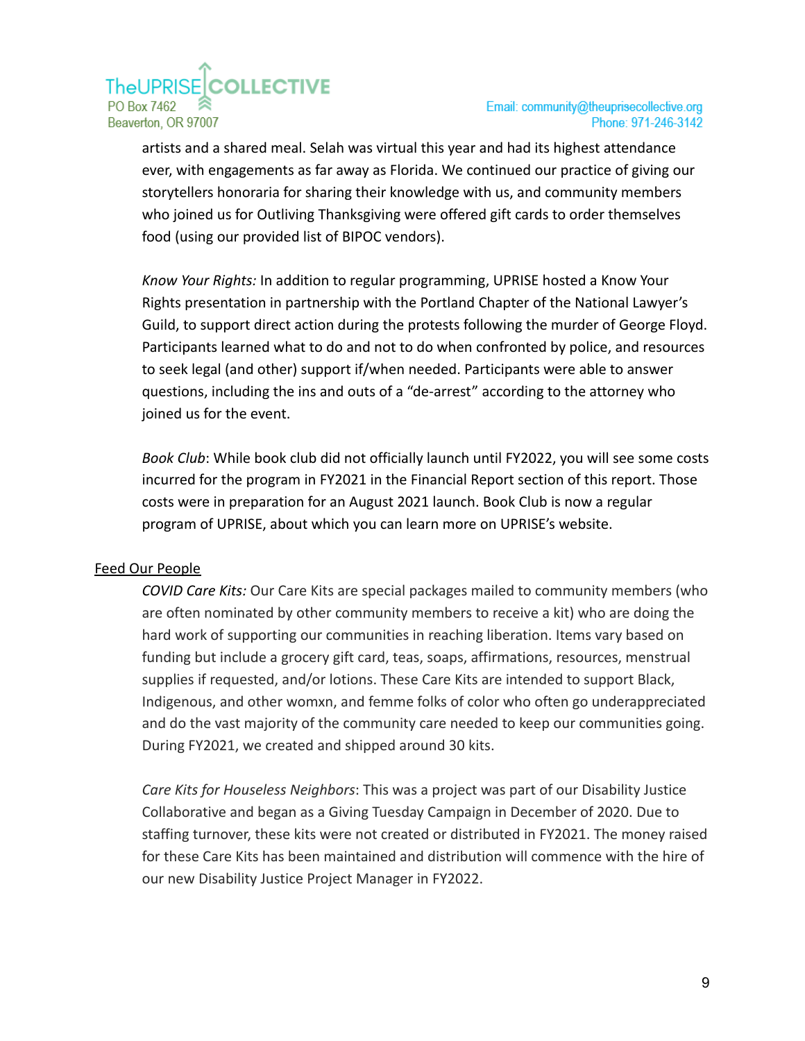artists and a shared meal. Selah was virtual this year and had its highest attendance ever, with engagements as far away as Florida. We continued our practice of giving our storytellers honoraria for sharing their knowledge with us, and community members who joined us for Outliving Thanksgiving were offered gift cards to order themselves food (using our provided list of BIPOC vendors).

*Know Your Rights:* In addition to regular programming, UPRISE hosted a Know Your Rights presentation in partnership with the Portland Chapter of the National Lawyer's Guild, to support direct action during the protests following the murder of George Floyd. Participants learned what to do and not to do when confronted by police, and resources to seek legal (and other) support if/when needed. Participants were able to answer questions, including the ins and outs of a "de-arrest" according to the attorney who joined us for the event.

*Book Club*: While book club did not officially launch until FY2022, you will see some costs incurred for the program in FY2021 in the Financial Report section of this report. Those costs were in preparation for an August 2021 launch. Book Club is now a regular program of UPRISE, about which you can learn more on UPRISE's website.

<u>Feed Our People</u>

*COVID Care Kits:* Our Care Kits are special packages mailed to community members (who are often nominated by other community members to receive a kit) who are doing the hard work of supporting our communities in reaching liberation. Items vary based on funding but include a grocery gift card, teas, soaps, affirmations, resources, menstrual supplies if requested, and/or lotions. These Care Kits are intended to support Black, Indigenous, and other womxn, and femme folks of color who often go underappreciated and do the vast majority of the community care needed to keep our communities going. During FY2021, we created and shipped around 30 kits.

*Care Kits for Houseless Neighbors*: This was a project was part of our Disability Justice Collaborative and began as a Giving Tuesday Campaign in December of 2020. Due to staffing turnover, these kits were not created or distributed in FY2021. The money raised for these Care Kits has been maintained and distribution will commence with the hire of our new Disability Justice Project Manager in FY2022.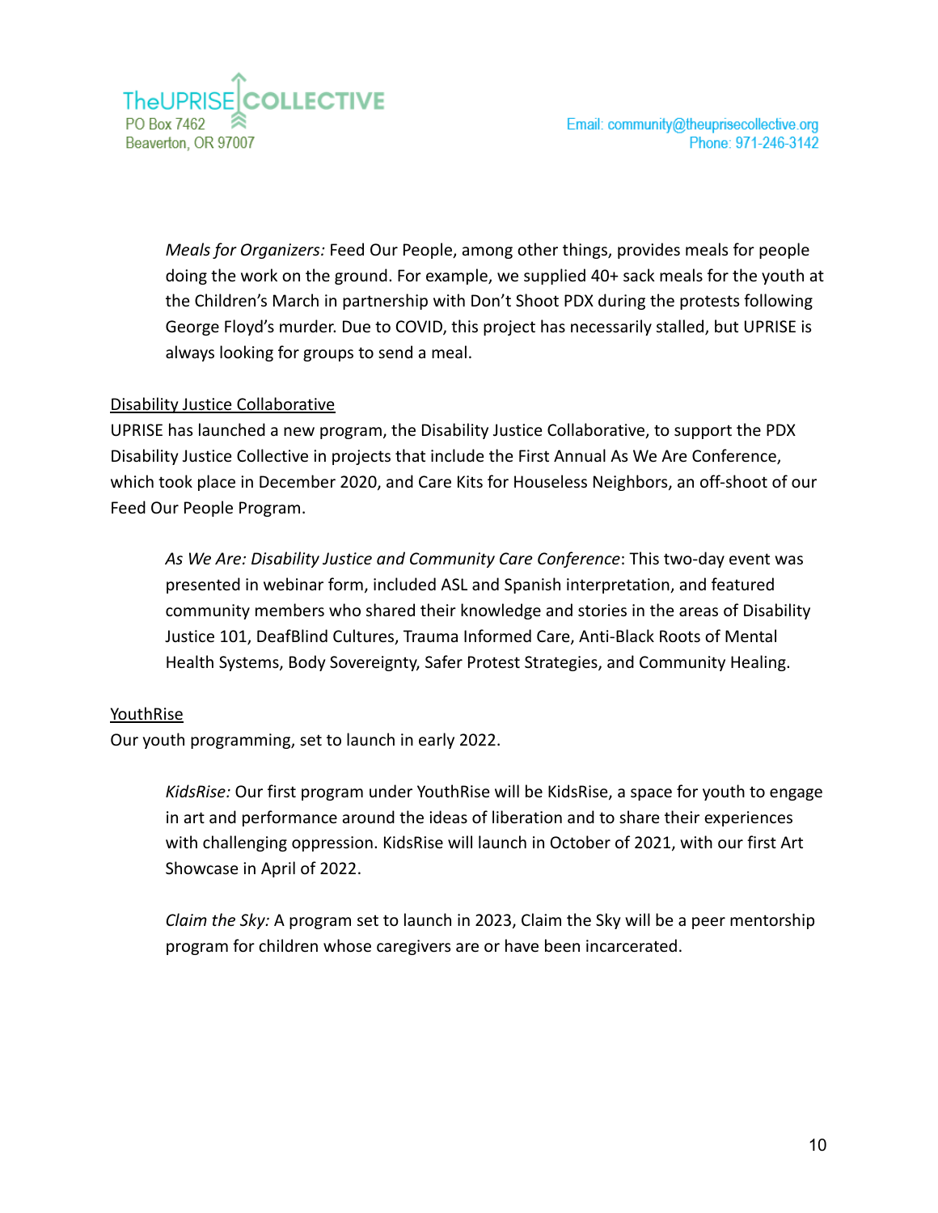*Meals for Organizers:* Feed Our People, among other things, provides meals for people doing the work on the ground. For example, we supplied 40+ sack meals for the youth at the Children's March in partnership with Don't Shoot PDX during the protests following George Floyd's murder. Due to COVID, this project has necessarily stalled, but UPRISE is always looking for groups to send a meal.

<u>Disability Justice Collaborative</u>

UPRISE has launched a new program, the Disability Justice Collaborative, to support the PDX Disability Justice Collective in projects that include the First Annual As We Are Conference, which took place in December 2020, and Care Kits for Houseless Neighbors, an off-shoot of our Feed Our People Program.

*As We Are: Disability Justice and Community Care Conference*: This two-day event was presented in webinar form, included ASL and Spanish interpretation, and featured community members who shared their knowledge and stories in the areas of Disability Justice 101, DeafBlind Cultures, Trauma Informed Care, Anti-Black Roots of Mental Health Systems, Body Sovereignty, Safer Protest Strategies, and Community Healing.

<u>YouthRise</u>

Our youth programming, set to launch in early 2022.

*KidsRise:* Our first program under YouthRise will be KidsRise, a space for youth to engage in art and performance around the ideas of liberation and to share their experiences with challenging oppression. KidsRise will launch in October of 2021, with our first Art Showcase in April of 2022.

*Claim the Sky:* A program set to launch in 2023, Claim the Sky will be a peer mentorship program for children whose caregivers are or have been incarcerated.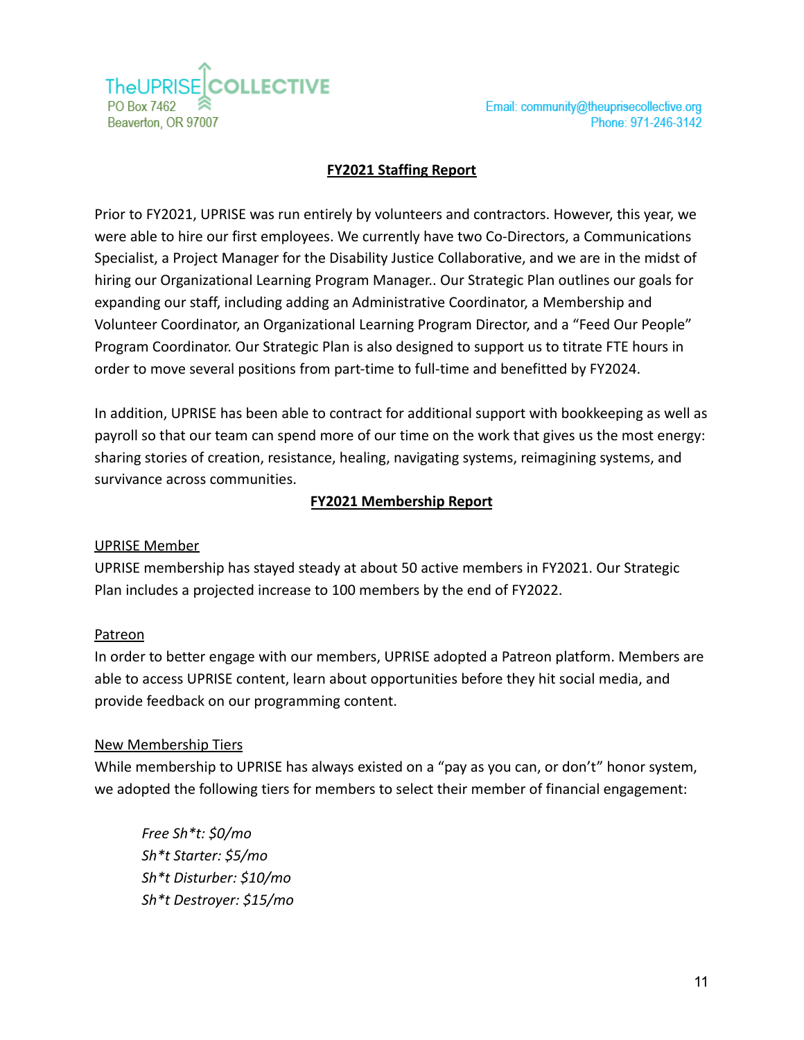**FY2021 Staffing Report**

Prior to FY2021, UPRISE was run entirely by volunteers and contractors. However, this year, we were able to hire our first employees. We currently have two Co-Directors, a Communications Specialist, a Project Manager for the Disability Justice Collaborative, and we are in the midst of hiring our Organizational Learning Program Manager.. Our Strategic Plan outlines our goals for expanding our staff, including adding an Administrative Coordinator, a Membership and Volunteer Coordinator, an Organizational Learning Program Director, and a "Feed Our People" Program Coordinator. Our Strategic Plan is also designed to support us to titrate FTE hours in order to move several positions from part-time to full-time and benefitted by FY2024.

In addition, UPRISE has been able to contract for additional support with bookkeeping as well as payroll so that our team can spend more of our time on the work that gives us the most energy: sharing stories of creation, resistance, healing, navigating systems, reimagining systems, and survivance across communities.

**FY2021 Membership Report**

UPRISE Member

UPRISE membership has stayed steady at about 50 active members in FY2021. Our Strategic Plan includes a projected increase to 100 members by the end of FY2022.

Patreon

In order to better engage with our members, UPRISE adopted a Patreon platform. Members are able to access UPRISE content, learn about opportunities before they hit social media, and provide feedback on our programming content.

New Membership Tiers

While membership to UPRISE has always existed on a "pay as you can, or don't" honor system, we adopted the following tiers for members to select their member of financial engagement:

*Free Sh*t: $0/mo*
*Sh*t Starter: $5/mo*
*Sh*t Disturber: $10/mo*
*Sh*t Destroyer: $15/mo*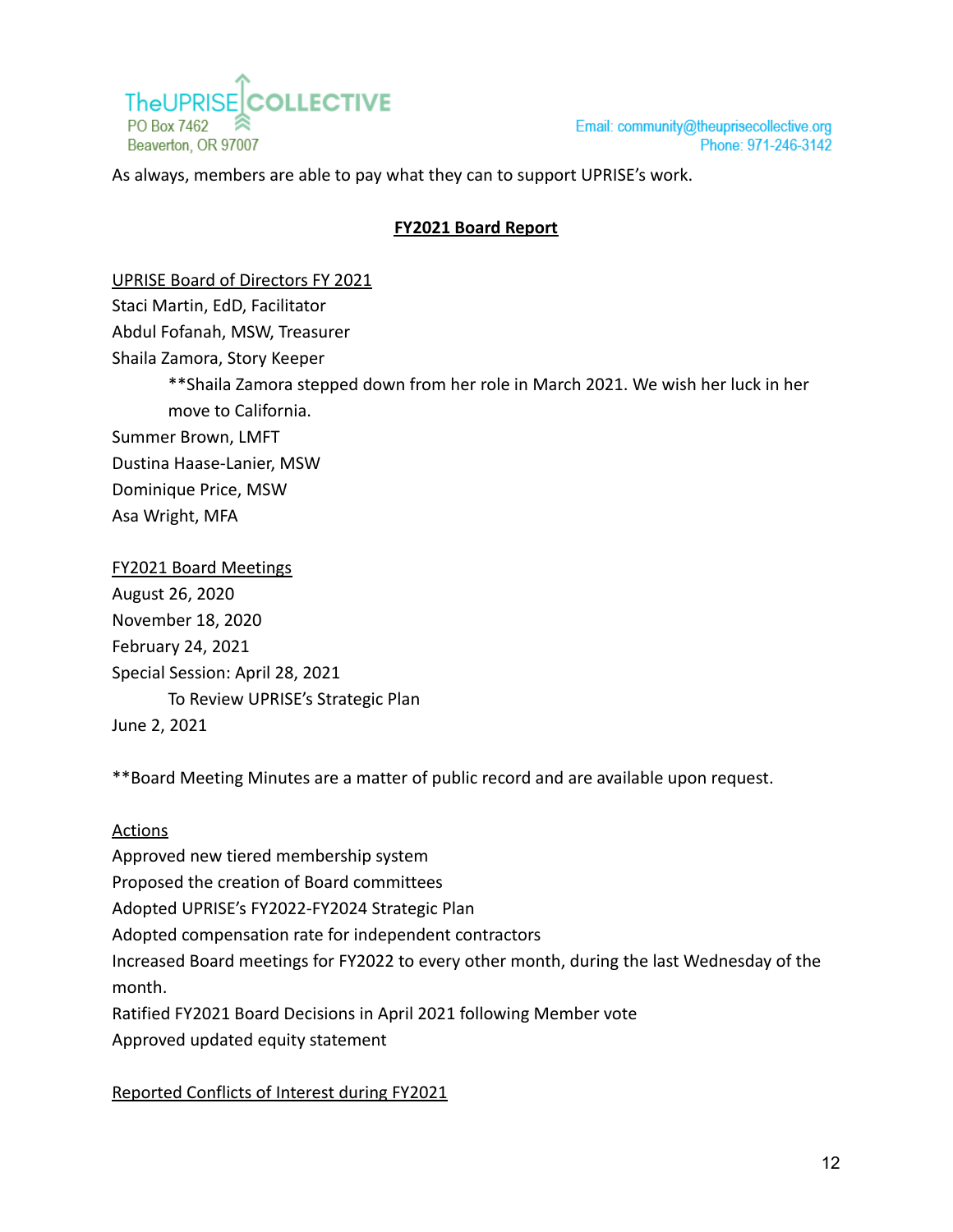As always, members are able to pay what they can to support UPRISE's work.

## FY2021 Board Report

### UPRISE Board of Directors FY 2021

Staci Martin, EdD, Facilitator
Abdul Fofanah, MSW, Treasurer
Shaila Zamora, Story Keeper

> **Shaila Zamora stepped down from her role in March 2021. We wish her luck in her move to California.

Summer Brown, LMFT
Dustina Haase-Lanier, MSW
Dominique Price, MSW
Asa Wright, MFA

### FY2021 Board Meetings

August 26, 2020
November 18, 2020
February 24, 2021
Special Session: April 28, 2021

> To Review UPRISE's Strategic Plan

June 2, 2021

**Board Meeting Minutes are a matter of public record and are available upon request.

### Actions

Approved new tiered membership system
Proposed the creation of Board committees
Adopted UPRISE's FY2022-FY2024 Strategic Plan
Adopted compensation rate for independent contractors
Increased Board meetings for FY2022 to every other month, during the last Wednesday of the month.
Ratified FY2021 Board Decisions in April 2021 following Member vote
Approved updated equity statement

### Reported Conflicts of Interest during FY2021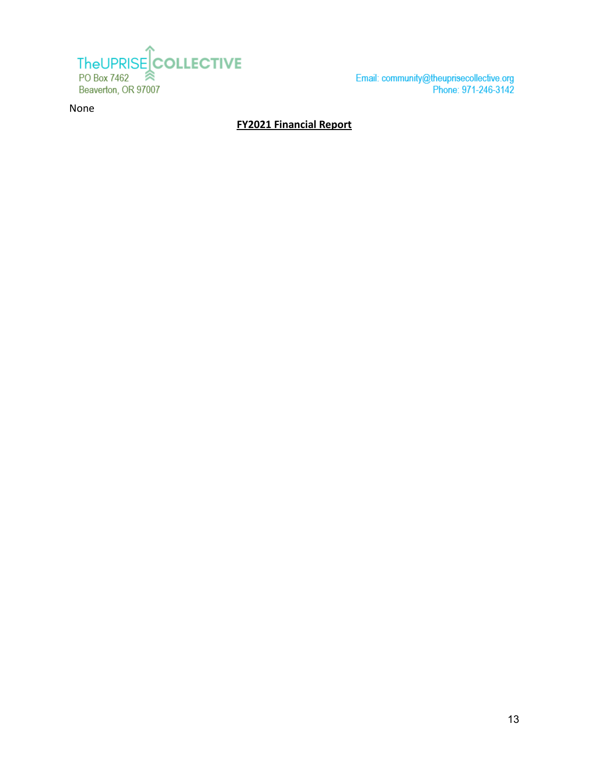None

## FY2021 Financial Report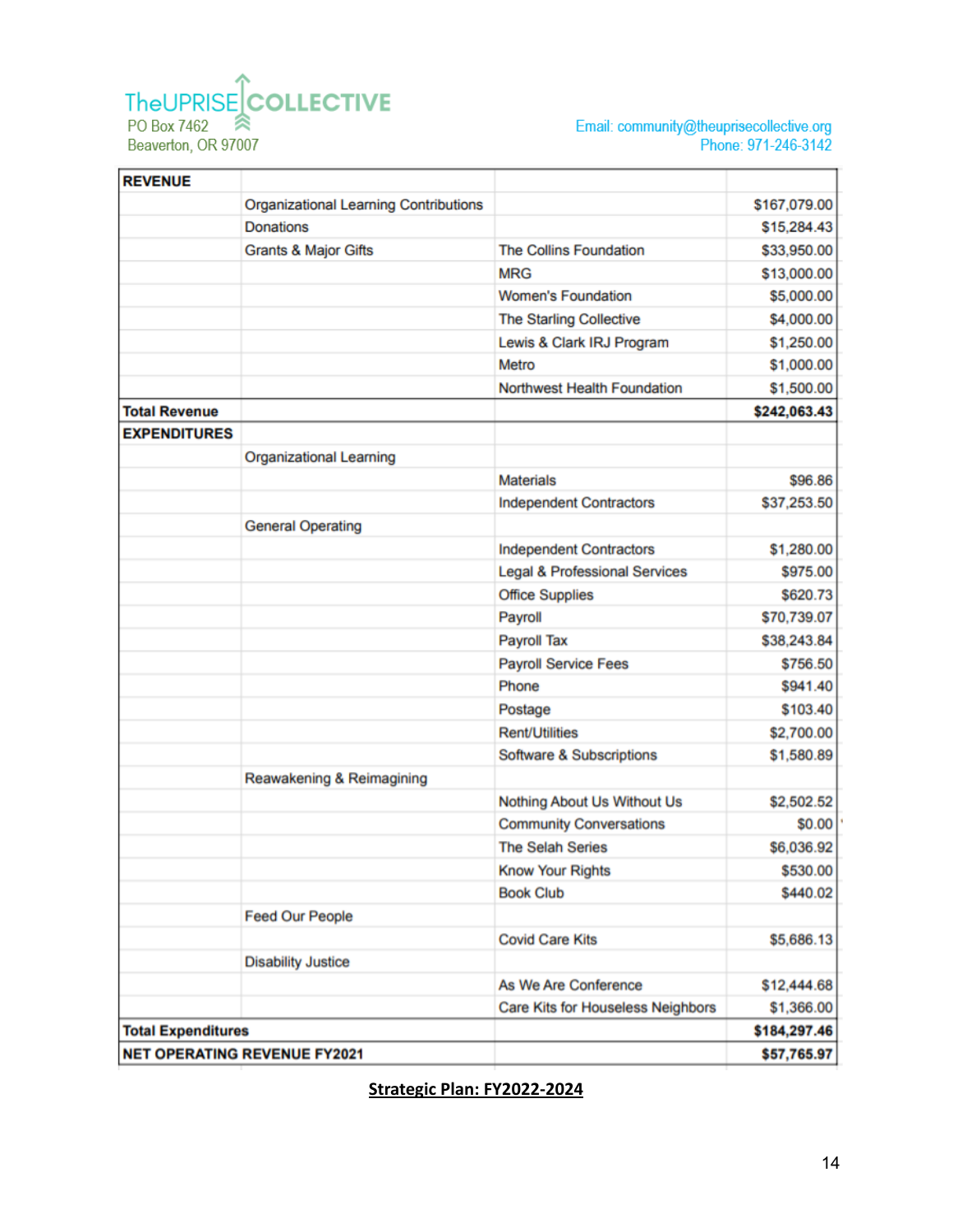TheUPRISE COLLECTIVE
PO Box 7462
Beaverton, OR 97007

Email: community@theuprisecollective.org
Phone: 971-246-3142

| REVENUE | | | |
|---|---|---|---|
| | Organizational Learning Contributions | | $167,079.00 |
| | Donations | | $15,284.43 |
| | Grants & Major Gifts | The Collins Foundation | $33,950.00 |
| | | MRG | $13,000.00 |
| | | Women's Foundation | $5,000.00 |
| | | The Starling Collective | $4,000.00 |
| | | Lewis & Clark IRJ Program | $1,250.00 |
| | | Metro | $1,000.00 |
| | | Northwest Health Foundation | $1,500.00 |
| **Total Revenue** | | | **$242,063.43** |
| **EXPENDITURES** | | | |
| | Organizational Learning | | |
| | | Materials | $96.86 |
| | | Independent Contractors | $37,253.50 |
| | General Operating | | |
| | | Independent Contractors | $1,280.00 |
| | | Legal & Professional Services | $975.00 |
| | | Office Supplies | $620.73 |
| | | Payroll | $70,739.07 |
| | | Payroll Tax | $38,243.84 |
| | | Payroll Service Fees | $756.50 |
| | | Phone | $941.40 |
| | | Postage | $103.40 |
| | | Rent/Utilities | $2,700.00 |
| | | Software & Subscriptions | $1,580.89 |
| | Reawakening & Reimagining | | |
| | | Nothing About Us Without Us | $2,502.52 |
| | | Community Conversations | $0.00 |
| | | The Selah Series | $6,036.92 |
| | | Know Your Rights | $530.00 |
| | | Book Club | $440.02 |
| | Feed Our People | | |
| | | Covid Care Kits | $5,686.13 |
| | Disability Justice | | |
| | | As We Are Conference | $12,444.68 |
| | | Care Kits for Houseless Neighbors | $1,366.00 |
| **Total Expenditures** | | | **$184,297.46** |
| **NET OPERATING REVENUE FY2021** | | | **$57,765.97** |

**Strategic Plan: FY2022-2024**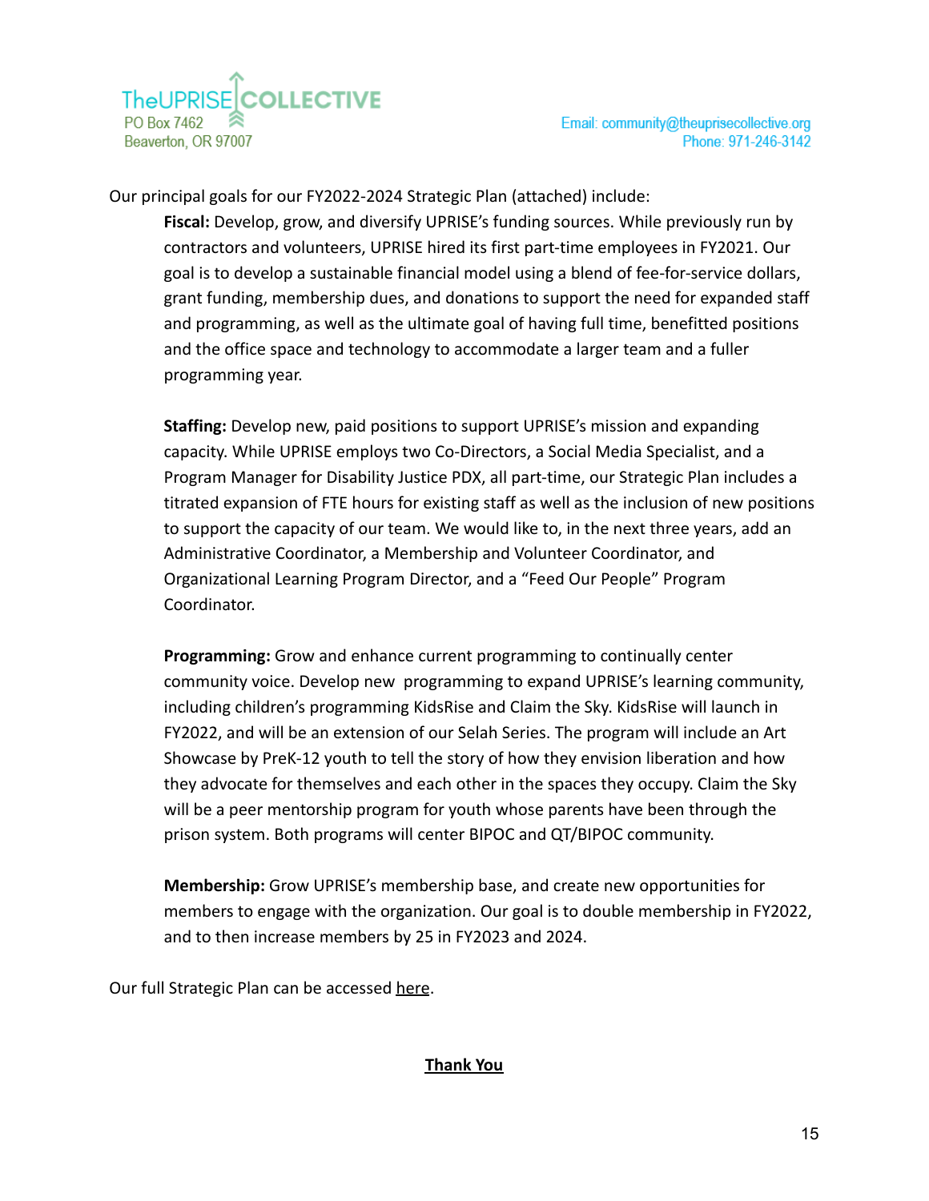Our principal goals for our FY2022-2024 Strategic Plan (attached) include:

**Fiscal:** Develop, grow, and diversify UPRISE's funding sources. While previously run by contractors and volunteers, UPRISE hired its first part-time employees in FY2021. Our goal is to develop a sustainable financial model using a blend of fee-for-service dollars, grant funding, membership dues, and donations to support the need for expanded staff and programming, as well as the ultimate goal of having full time, benefitted positions and the office space and technology to accommodate a larger team and a fuller programming year.

**Staffing:** Develop new, paid positions to support UPRISE's mission and expanding capacity. While UPRISE employs two Co-Directors, a Social Media Specialist, and a Program Manager for Disability Justice PDX, all part-time, our Strategic Plan includes a titrated expansion of FTE hours for existing staff as well as the inclusion of new positions to support the capacity of our team. We would like to, in the next three years, add an Administrative Coordinator, a Membership and Volunteer Coordinator, and Organizational Learning Program Director, and a "Feed Our People" Program Coordinator.

**Programming:** Grow and enhance current programming to continually center community voice. Develop new programming to expand UPRISE's learning community, including children's programming KidsRise and Claim the Sky. KidsRise will launch in FY2022, and will be an extension of our Selah Series. The program will include an Art Showcase by PreK-12 youth to tell the story of how they envision liberation and how they advocate for themselves and each other in the spaces they occupy. Claim the Sky will be a peer mentorship program for youth whose parents have been through the prison system. Both programs will center BIPOC and QT/BIPOC community.

**Membership:** Grow UPRISE's membership base, and create new opportunities for members to engage with the organization. Our goal is to double membership in FY2022, and to then increase members by 25 in FY2023 and 2024.

Our full Strategic Plan can be accessed here.

## Thank You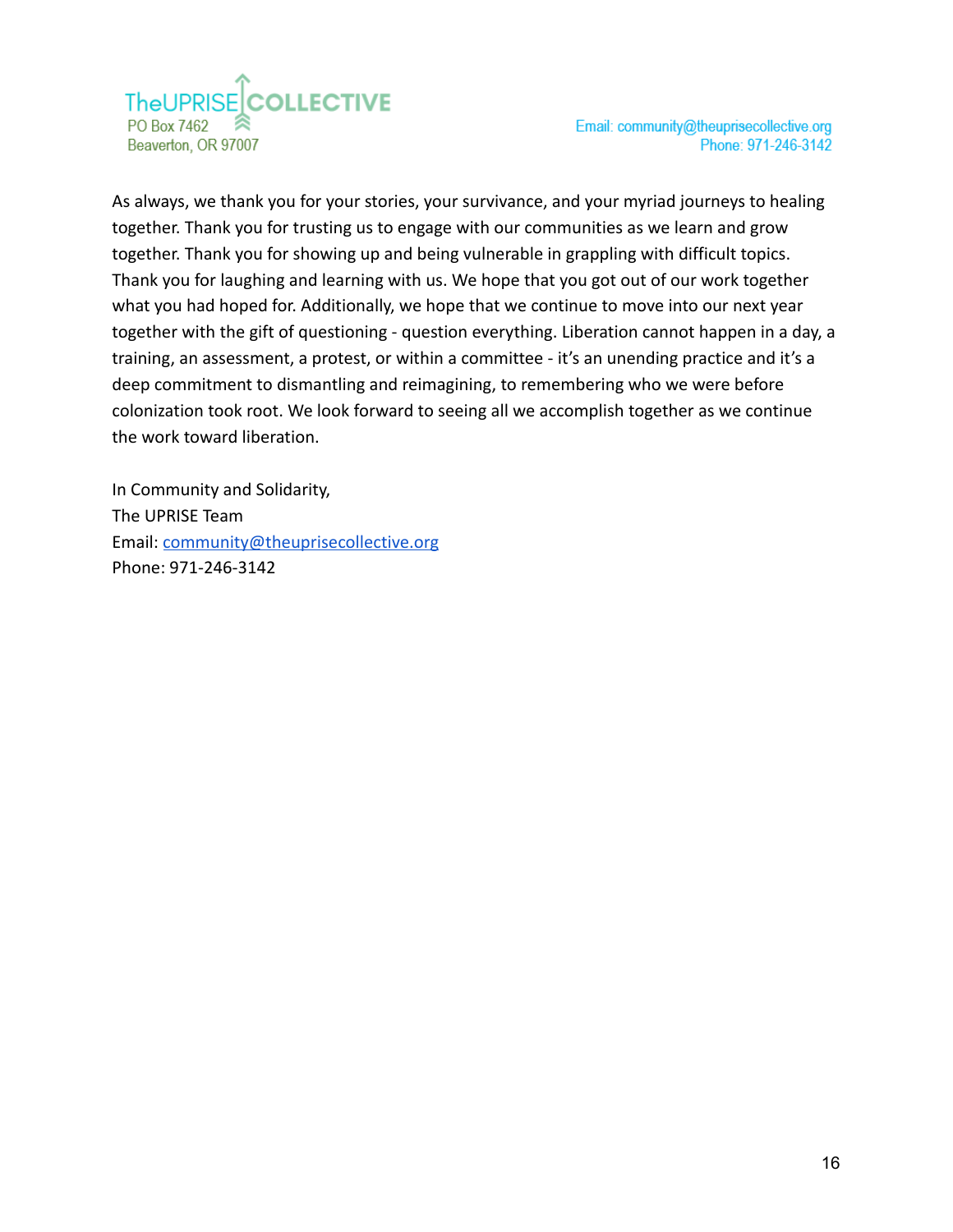As always, we thank you for your stories, your survivance, and your myriad journeys to healing together. Thank you for trusting us to engage with our communities as we learn and grow together. Thank you for showing up and being vulnerable in grappling with difficult topics. Thank you for laughing and learning with us. We hope that you got out of our work together what you had hoped for. Additionally, we hope that we continue to move into our next year together with the gift of questioning - question everything. Liberation cannot happen in a day, a training, an assessment, a protest, or within a committee - it's an unending practice and it's a deep commitment to dismantling and reimagining, to remembering who we were before colonization took root. We look forward to seeing all we accomplish together as we continue the work toward liberation.

In Community and Solidarity,
The UPRISE Team
Email: [community@theuprisecollective.org](mailto:community@theuprisecollective.org)
Phone: 971-246-3142